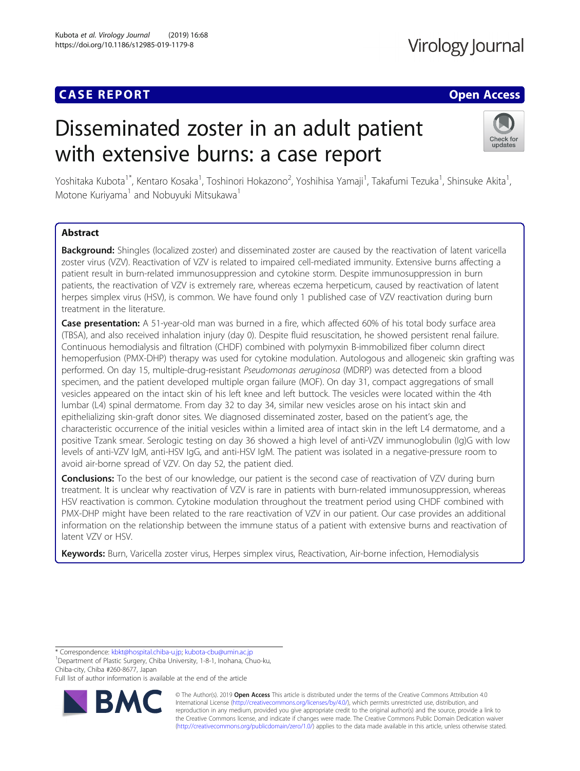CASE REPORT

Open Access

# Disseminated zoster in an adult patient with extensive burns: a case report

Yoshitaka Kubota[1*], Kentaro Kosaka[1], Toshinori Hokazono[2], Yoshihisa Yamaji[1], Takafumi Tezuka[1], Shinsuke Akita[1], Motone Kuriyama[1] and Nobuyuki Mitsukawa[1]

## Abstract

**Background:** Shingles (localized zoster) and disseminated zoster are caused by the reactivation of latent varicella zoster virus (VZV). Reactivation of VZV is related to impaired cell-mediated immunity. Extensive burns affecting a patient result in burn-related immunosuppression and cytokine storm. Despite immunosuppression in burn patients, the reactivation of VZV is extremely rare, whereas eczema herpeticum, caused by reactivation of latent herpes simplex virus (HSV), is common. We have found only 1 published case of VZV reactivation during burn treatment in the literature.

**Case presentation:** A 51-year-old man was burned in a fire, which affected 60% of his total body surface area (TBSA), and also received inhalation injury (day 0). Despite fluid resuscitation, he showed persistent renal failure. Continuous hemodialysis and filtration (CHDF) combined with polymyxin B-immobilized fiber column direct hemoperfusion (PMX-DHP) therapy was used for cytokine modulation. Autologous and allogeneic skin grafting was performed. On day 15, multiple-drug-resistant *Pseudomonas aeruginosa* (MDRP) was detected from a blood specimen, and the patient developed multiple organ failure (MOF). On day 31, compact aggregations of small vesicles appeared on the intact skin of his left knee and left buttock. The vesicles were located within the 4th lumbar (L4) spinal dermatome. From day 32 to day 34, similar new vesicles arose on his intact skin and epithelializing skin-graft donor sites. We diagnosed disseminated zoster, based on the patient's age, the characteristic occurrence of the initial vesicles within a limited area of intact skin in the left L4 dermatome, and a positive Tzank smear. Serologic testing on day 36 showed a high level of anti-VZV immunoglobulin (Ig)G with low levels of anti-VZV IgM, anti-HSV IgG, and anti-HSV IgM. The patient was isolated in a negative-pressure room to avoid air-borne spread of VZV. On day 52, the patient died.

**Conclusions:** To the best of our knowledge, our patient is the second case of reactivation of VZV during burn treatment. It is unclear why reactivation of VZV is rare in patients with burn-related immunosuppression, whereas HSV reactivation is common. Cytokine modulation throughout the treatment period using CHDF combined with PMX-DHP might have been related to the rare reactivation of VZV in our patient. Our case provides an additional information on the relationship between the immune status of a patient with extensive burns and reactivation of latent VZV or HSV.

**Keywords:** Burn, Varicella zoster virus, Herpes simplex virus, Reactivation, Air-borne infection, Hemodialysis

---

* Correspondence: kbkt@hospital.chiba-u.jp; kubota-cbu@umin.ac.jp
[1]Department of Plastic Surgery, Chiba University, 1-8-1, Inohana, Chuo-ku, Chiba-city, Chiba #260-8677, Japan
Full list of author information is available at the end of the article

© The Author(s). 2019 **Open Access** This article is distributed under the terms of the Creative Commons Attribution 4.0 International License (http://creativecommons.org/licenses/by/4.0/), which permits unrestricted use, distribution, and reproduction in any medium, provided you give appropriate credit to the original author(s) and the source, provide a link to the Creative Commons license, and indicate if changes were made. The Creative Commons Public Domain Dedication waiver (http://creativecommons.org/publicdomain/zero/1.0/) applies to the data made available in this article, unless otherwise stated.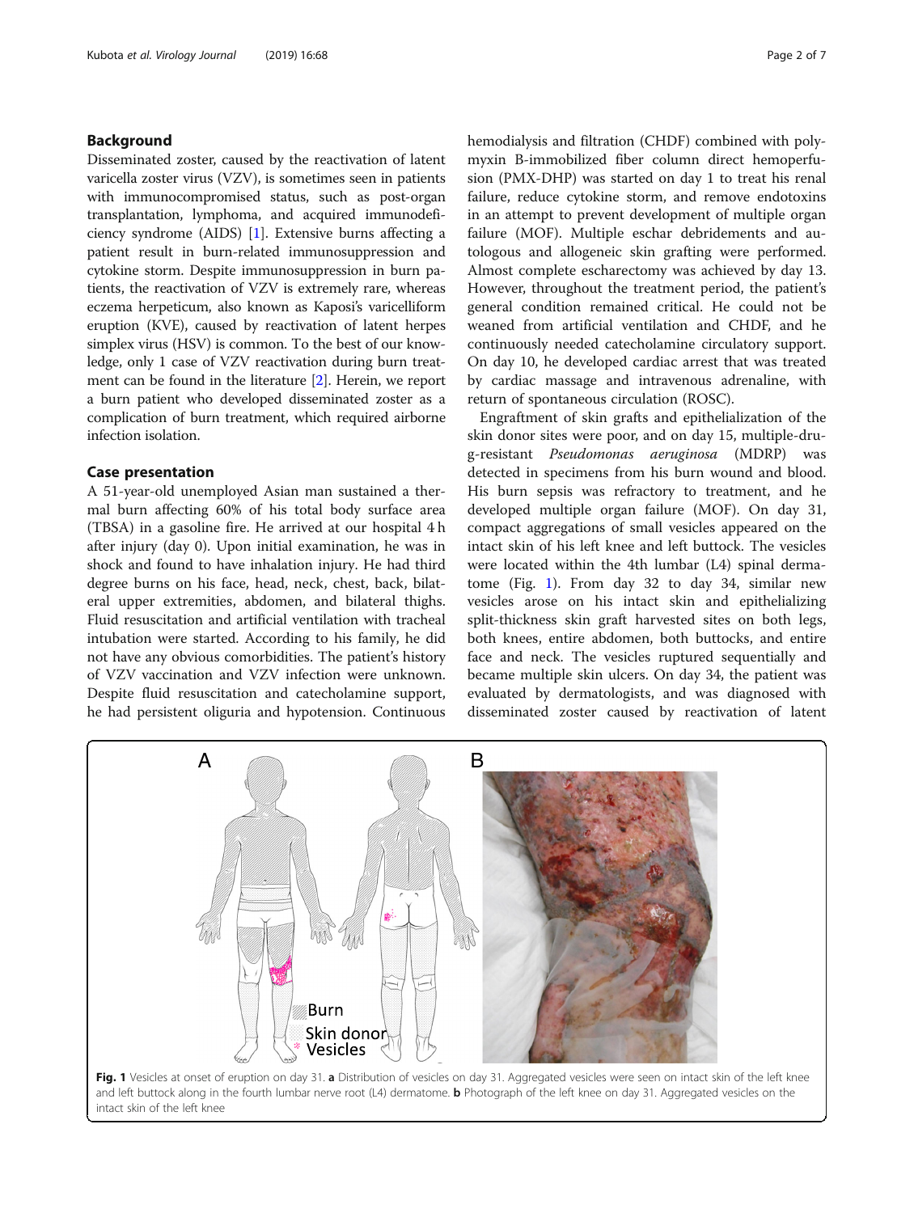## Background

Disseminated zoster, caused by the reactivation of latent varicella zoster virus (VZV), is sometimes seen in patients with immunocompromised status, such as post-organ transplantation, lymphoma, and acquired immunodeficiency syndrome (AIDS) [1]. Extensive burns affecting a patient result in burn-related immunosuppression and cytokine storm. Despite immunosuppression in burn patients, the reactivation of VZV is extremely rare, whereas eczema herpeticum, also known as Kaposi's varicelliform eruption (KVE), caused by reactivation of latent herpes simplex virus (HSV) is common. To the best of our knowledge, only 1 case of VZV reactivation during burn treatment can be found in the literature [2]. Herein, we report a burn patient who developed disseminated zoster as a complication of burn treatment, which required airborne infection isolation.

## Case presentation

A 51-year-old unemployed Asian man sustained a thermal burn affecting 60% of his total body surface area (TBSA) in a gasoline fire. He arrived at our hospital 4 h after injury (day 0). Upon initial examination, he was in shock and found to have inhalation injury. He had third degree burns on his face, head, neck, chest, back, bilateral upper extremities, abdomen, and bilateral thighs. Fluid resuscitation and artificial ventilation with tracheal intubation were started. According to his family, he did not have any obvious comorbidities. The patient's history of VZV vaccination and VZV infection were unknown. Despite fluid resuscitation and catecholamine support, he had persistent oliguria and hypotension. Continuous hemodialysis and filtration (CHDF) combined with polymyxin B-immobilized fiber column direct hemoperfusion (PMX-DHP) was started on day 1 to treat his renal failure, reduce cytokine storm, and remove endotoxins in an attempt to prevent development of multiple organ failure (MOF). Multiple eschar debridements and autologous and allogeneic skin grafting were performed. Almost complete escharectomy was achieved by day 13. However, throughout the treatment period, the patient's general condition remained critical. He could not be weaned from artificial ventilation and CHDF, and he continuously needed catecholamine circulatory support. On day 10, he developed cardiac arrest that was treated by cardiac massage and intravenous adrenaline, with return of spontaneous circulation (ROSC).

Engraftment of skin grafts and epithelialization of the skin donor sites were poor, and on day 15, multiple-drug-resistant *Pseudomonas aeruginosa* (MDRP) was detected in specimens from his burn wound and blood. His burn sepsis was refractory to treatment, and he developed multiple organ failure (MOF). On day 31, compact aggregations of small vesicles appeared on the intact skin of his left knee and left buttock. The vesicles were located within the 4th lumbar (L4) spinal dermatome (Fig. 1). From day 32 to day 34, similar new vesicles arose on his intact skin and epithelializing split-thickness skin graft harvested sites on both legs, both knees, entire abdomen, both buttocks, and entire face and neck. The vesicles ruptured sequentially and became multiple skin ulcers. On day 34, the patient was evaluated by dermatologists, and was diagnosed with disseminated zoster caused by reactivation of latent

**Fig. 1** Vesicles at onset of eruption on day 31. **a** Distribution of vesicles on day 31. Aggregated vesicles were seen on intact skin of the left knee and left buttock along in the fourth lumbar nerve root (L4) dermatome. **b** Photograph of the left knee on day 31. Aggregated vesicles on the intact skin of the left knee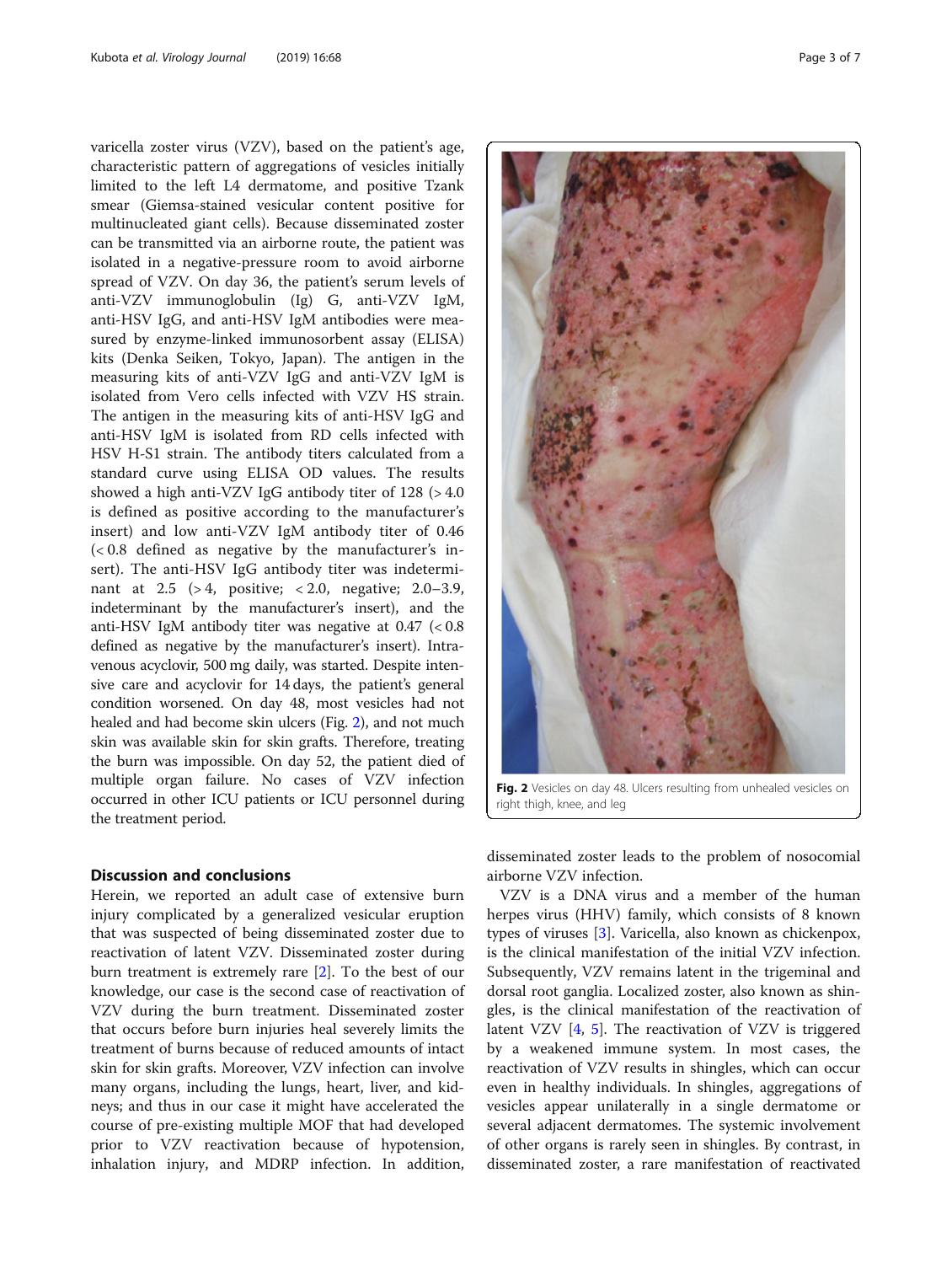varicella zoster virus (VZV), based on the patient's age, characteristic pattern of aggregations of vesicles initially limited to the left L4 dermatome, and positive Tzank smear (Giemsa-stained vesicular content positive for multinucleated giant cells). Because disseminated zoster can be transmitted via an airborne route, the patient was isolated in a negative-pressure room to avoid airborne spread of VZV. On day 36, the patient's serum levels of anti-VZV immunoglobulin (Ig) G, anti-VZV IgM, anti-HSV IgG, and anti-HSV IgM antibodies were measured by enzyme-linked immunosorbent assay (ELISA) kits (Denka Seiken, Tokyo, Japan). The antigen in the measuring kits of anti-VZV IgG and anti-VZV IgM is isolated from Vero cells infected with VZV HS strain. The antigen in the measuring kits of anti-HSV IgG and anti-HSV IgM is isolated from RD cells infected with HSV H-S1 strain. The antibody titers calculated from a standard curve using ELISA OD values. The results showed a high anti-VZV IgG antibody titer of 128 (> 4.0 is defined as positive according to the manufacturer's insert) and low anti-VZV IgM antibody titer of 0.46 (< 0.8 defined as negative by the manufacturer's insert). The anti-HSV IgG antibody titer was indeterminant at 2.5 (> 4, positive; < 2.0, negative; 2.0–3.9, indeterminant by the manufacturer's insert), and the anti-HSV IgM antibody titer was negative at 0.47 (< 0.8 defined as negative by the manufacturer's insert). Intravenous acyclovir, 500 mg daily, was started. Despite intensive care and acyclovir for 14 days, the patient's general condition worsened. On day 48, most vesicles had not healed and had become skin ulcers (Fig. 2), and not much skin was available skin for skin grafts. Therefore, treating the burn was impossible. On day 52, the patient died of multiple organ failure. No cases of VZV infection occurred in other ICU patients or ICU personnel during the treatment period.

**Fig. 2** Vesicles on day 48. Ulcers resulting from unhealed vesicles on right thigh, knee, and leg

## Discussion and conclusions

Herein, we reported an adult case of extensive burn injury complicated by a generalized vesicular eruption that was suspected of being disseminated zoster due to reactivation of latent VZV. Disseminated zoster during burn treatment is extremely rare [2]. To the best of our knowledge, our case is the second case of reactivation of VZV during the burn treatment. Disseminated zoster that occurs before burn injuries heal severely limits the treatment of burns because of reduced amounts of intact skin for skin grafts. Moreover, VZV infection can involve many organs, including the lungs, heart, liver, and kidneys; and thus in our case it might have accelerated the course of pre-existing multiple MOF that had developed prior to VZV reactivation because of hypotension, inhalation injury, and MDRP infection. In addition, disseminated zoster leads to the problem of nosocomial airborne VZV infection.

VZV is a DNA virus and a member of the human herpes virus (HHV) family, which consists of 8 known types of viruses [3]. Varicella, also known as chickenpox, is the clinical manifestation of the initial VZV infection. Subsequently, VZV remains latent in the trigeminal and dorsal root ganglia. Localized zoster, also known as shingles, is the clinical manifestation of the reactivation of latent VZV [4, 5]. The reactivation of VZV is triggered by a weakened immune system. In most cases, the reactivation of VZV results in shingles, which can occur even in healthy individuals. In shingles, aggregations of vesicles appear unilaterally in a single dermatome or several adjacent dermatomes. The systemic involvement of other organs is rarely seen in shingles. By contrast, in disseminated zoster, a rare manifestation of reactivated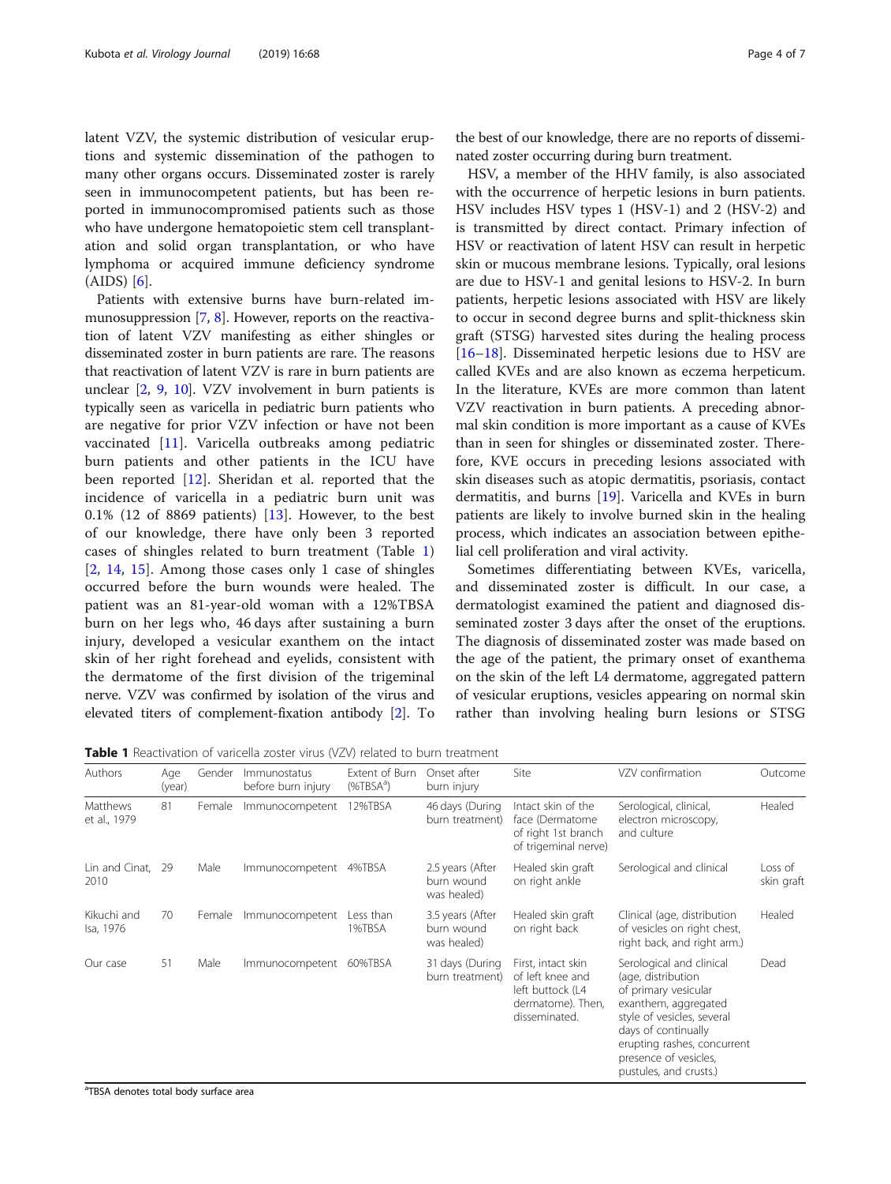latent VZV, the systemic distribution of vesicular eruptions and systemic dissemination of the pathogen to many other organs occurs. Disseminated zoster is rarely seen in immunocompetent patients, but has been reported in immunocompromised patients such as those who have undergone hematopoietic stem cell transplantation and solid organ transplantation, or who have lymphoma or acquired immune deficiency syndrome (AIDS) [6].

Patients with extensive burns have burn-related immunosuppression [7, 8]. However, reports on the reactivation of latent VZV manifesting as either shingles or disseminated zoster in burn patients are rare. The reasons that reactivation of latent VZV is rare in burn patients are unclear [2, 9, 10]. VZV involvement in burn patients is typically seen as varicella in pediatric burn patients who are negative for prior VZV infection or have not been vaccinated [11]. Varicella outbreaks among pediatric burn patients and other patients in the ICU have been reported [12]. Sheridan et al. reported that the incidence of varicella in a pediatric burn unit was 0.1% (12 of 8869 patients) [13]. However, to the best of our knowledge, there have only been 3 reported cases of shingles related to burn treatment (Table 1) [2, 14, 15]. Among those cases only 1 case of shingles occurred before the burn wounds were healed. The patient was an 81-year-old woman with a 12%TBSA burn on her legs who, 46 days after sustaining a burn injury, developed a vesicular exanthem on the intact skin of her right forehead and eyelids, consistent with the dermatome of the first division of the trigeminal nerve. VZV was confirmed by isolation of the virus and elevated titers of complement-fixation antibody [2]. To the best of our knowledge, there are no reports of disseminated zoster occurring during burn treatment.

HSV, a member of the HHV family, is also associated with the occurrence of herpetic lesions in burn patients. HSV includes HSV types 1 (HSV-1) and 2 (HSV-2) and is transmitted by direct contact. Primary infection of HSV or reactivation of latent HSV can result in herpetic skin or mucous membrane lesions. Typically, oral lesions are due to HSV-1 and genital lesions to HSV-2. In burn patients, herpetic lesions associated with HSV are likely to occur in second degree burns and split-thickness skin graft (STSG) harvested sites during the healing process [16–18]. Disseminated herpetic lesions due to HSV are called KVEs and are also known as eczema herpeticum. In the literature, KVEs are more common than latent VZV reactivation in burn patients. A preceding abnormal skin condition is more important as a cause of KVEs than in seen for shingles or disseminated zoster. Therefore, KVE occurs in preceding lesions associated with skin diseases such as atopic dermatitis, psoriasis, contact dermatitis, and burns [19]. Varicella and KVEs in burn patients are likely to involve burned skin in the healing process, which indicates an association between epithelial cell proliferation and viral activity.

Sometimes differentiating between KVEs, varicella, and disseminated zoster is difficult. In our case, a dermatologist examined the patient and diagnosed disseminated zoster 3 days after the onset of the eruptions. The diagnosis of disseminated zoster was made based on the age of the patient, the primary onset of exanthema on the skin of the left L4 dermatome, aggregated pattern of vesicular eruptions, vesicles appearing on normal skin rather than involving healing burn lesions or STSG

**Table 1** Reactivation of varicella zoster virus (VZV) related to burn treatment

| Authors | Age (year) | Gender | Immunostatus before burn injury | Extent of Burn (%TBSA[a]) | Onset after burn injury | Site | VZV confirmation | Outcome |
|---|---|---|---|---|---|---|---|---|
| Matthews et al., 1979 | 81 | Female | Immunocompetent | 12%TBSA | 46 days (During burn treatment) | Intact skin of the face (Dermatome of right 1st branch of trigeminal nerve) | Serological, clinical, electron microscopy, and culture | Healed |
| Lin and Cinat, 2010 | 29 | Male | Immunocompetent | 4%TBSA | 2.5 years (After burn wound was healed) | Healed skin graft on right ankle | Serological and clinical | Loss of skin graft |
| Kikuchi and Isa, 1976 | 70 | Female | Immunocompetent | Less than 1%TBSA | 3.5 years (After burn wound was healed) | Healed skin graft on right back | Clinical (age, distribution of vesicles on right chest, right back, and right arm.) | Healed |
| Our case | 51 | Male | Immunocompetent | 60%TBSA | 31 days (During burn treatment) | First, intact skin of left knee and left buttock (L4 dermatome). Then, disseminated. | Serological and clinical (age, distribution of primary vesicular exanthem, aggregated style of vesicles, several days of continually erupting rashes, concurrent presence of vesicles, pustules, and crusts.) | Dead |

[a]TBSA denotes total body surface area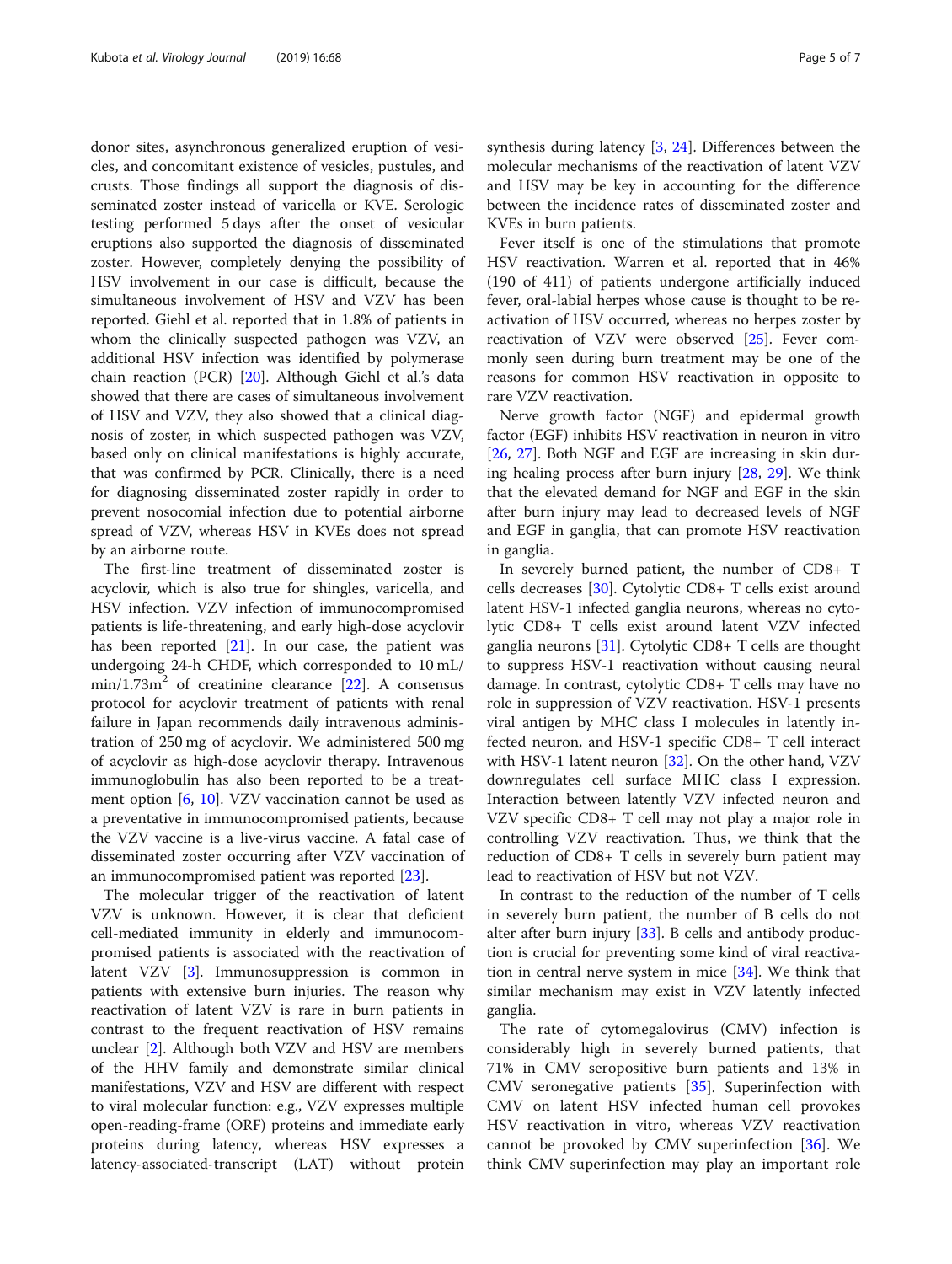donor sites, asynchronous generalized eruption of vesicles, and concomitant existence of vesicles, pustules, and crusts. Those findings all support the diagnosis of disseminated zoster instead of varicella or KVE. Serologic testing performed 5 days after the onset of vesicular eruptions also supported the diagnosis of disseminated zoster. However, completely denying the possibility of HSV involvement in our case is difficult, because the simultaneous involvement of HSV and VZV has been reported. Giehl et al. reported that in 1.8% of patients in whom the clinically suspected pathogen was VZV, an additional HSV infection was identified by polymerase chain reaction (PCR) [20]. Although Giehl et al.'s data showed that there are cases of simultaneous involvement of HSV and VZV, they also showed that a clinical diagnosis of zoster, in which suspected pathogen was VZV, based only on clinical manifestations is highly accurate, that was confirmed by PCR. Clinically, there is a need for diagnosing disseminated zoster rapidly in order to prevent nosocomial infection due to potential airborne spread of VZV, whereas HSV in KVEs does not spread by an airborne route.

The first-line treatment of disseminated zoster is acyclovir, which is also true for shingles, varicella, and HSV infection. VZV infection of immunocompromised patients is life-threatening, and early high-dose acyclovir has been reported [21]. In our case, the patient was undergoing 24-h CHDF, which corresponded to 10 mL/min/1.73m$^2$ of creatinine clearance [22]. A consensus protocol for acyclovir treatment of patients with renal failure in Japan recommends daily intravenous administration of 250 mg of acyclovir. We administered 500 mg of acyclovir as high-dose acyclovir therapy. Intravenous immunoglobulin has also been reported to be a treatment option [6, 10]. VZV vaccination cannot be used as a preventative in immunocompromised patients, because the VZV vaccine is a live-virus vaccine. A fatal case of disseminated zoster occurring after VZV vaccination of an immunocompromised patient was reported [23].

The molecular trigger of the reactivation of latent VZV is unknown. However, it is clear that deficient cell-mediated immunity in elderly and immunocompromised patients is associated with the reactivation of latent VZV [3]. Immunosuppression is common in patients with extensive burn injuries. The reason why reactivation of latent VZV is rare in burn patients in contrast to the frequent reactivation of HSV remains unclear [2]. Although both VZV and HSV are members of the HHV family and demonstrate similar clinical manifestations, VZV and HSV are different with respect to viral molecular function: e.g., VZV expresses multiple open-reading-frame (ORF) proteins and immediate early proteins during latency, whereas HSV expresses a latency-associated-transcript (LAT) without protein synthesis during latency [3, 24]. Differences between the molecular mechanisms of the reactivation of latent VZV and HSV may be key in accounting for the difference between the incidence rates of disseminated zoster and KVEs in burn patients.

Fever itself is one of the stimulations that promote HSV reactivation. Warren et al. reported that in 46% (190 of 411) of patients undergone artificially induced fever, oral-labial herpes whose cause is thought to be reactivation of HSV occurred, whereas no herpes zoster by reactivation of VZV were observed [25]. Fever commonly seen during burn treatment may be one of the reasons for common HSV reactivation in opposite to rare VZV reactivation.

Nerve growth factor (NGF) and epidermal growth factor (EGF) inhibits HSV reactivation in neuron in vitro [26, 27]. Both NGF and EGF are increasing in skin during healing process after burn injury [28, 29]. We think that the elevated demand for NGF and EGF in the skin after burn injury may lead to decreased levels of NGF and EGF in ganglia, that can promote HSV reactivation in ganglia.

In severely burned patient, the number of CD8+ T cells decreases [30]. Cytolytic CD8+ T cells exist around latent HSV-1 infected ganglia neurons, whereas no cytolytic CD8+ T cells exist around latent VZV infected ganglia neurons [31]. Cytolytic CD8+ T cells are thought to suppress HSV-1 reactivation without causing neural damage. In contrast, cytolytic CD8+ T cells may have no role in suppression of VZV reactivation. HSV-1 presents viral antigen by MHC class I molecules in latently infected neuron, and HSV-1 specific CD8+ T cell interact with HSV-1 latent neuron [32]. On the other hand, VZV downregulates cell surface MHC class I expression. Interaction between latently VZV infected neuron and VZV specific CD8+ T cell may not play a major role in controlling VZV reactivation. Thus, we think that the reduction of CD8+ T cells in severely burn patient may lead to reactivation of HSV but not VZV.

In contrast to the reduction of the number of T cells in severely burn patient, the number of B cells do not alter after burn injury [33]. B cells and antibody production is crucial for preventing some kind of viral reactivation in central nerve system in mice [34]. We think that similar mechanism may exist in VZV latently infected ganglia.

The rate of cytomegalovirus (CMV) infection is considerably high in severely burned patients, that 71% in CMV seropositive burn patients and 13% in CMV seronegative patients [35]. Superinfection with CMV on latent HSV infected human cell provokes HSV reactivation in vitro, whereas VZV reactivation cannot be provoked by CMV superinfection [36]. We think CMV superinfection may play an important role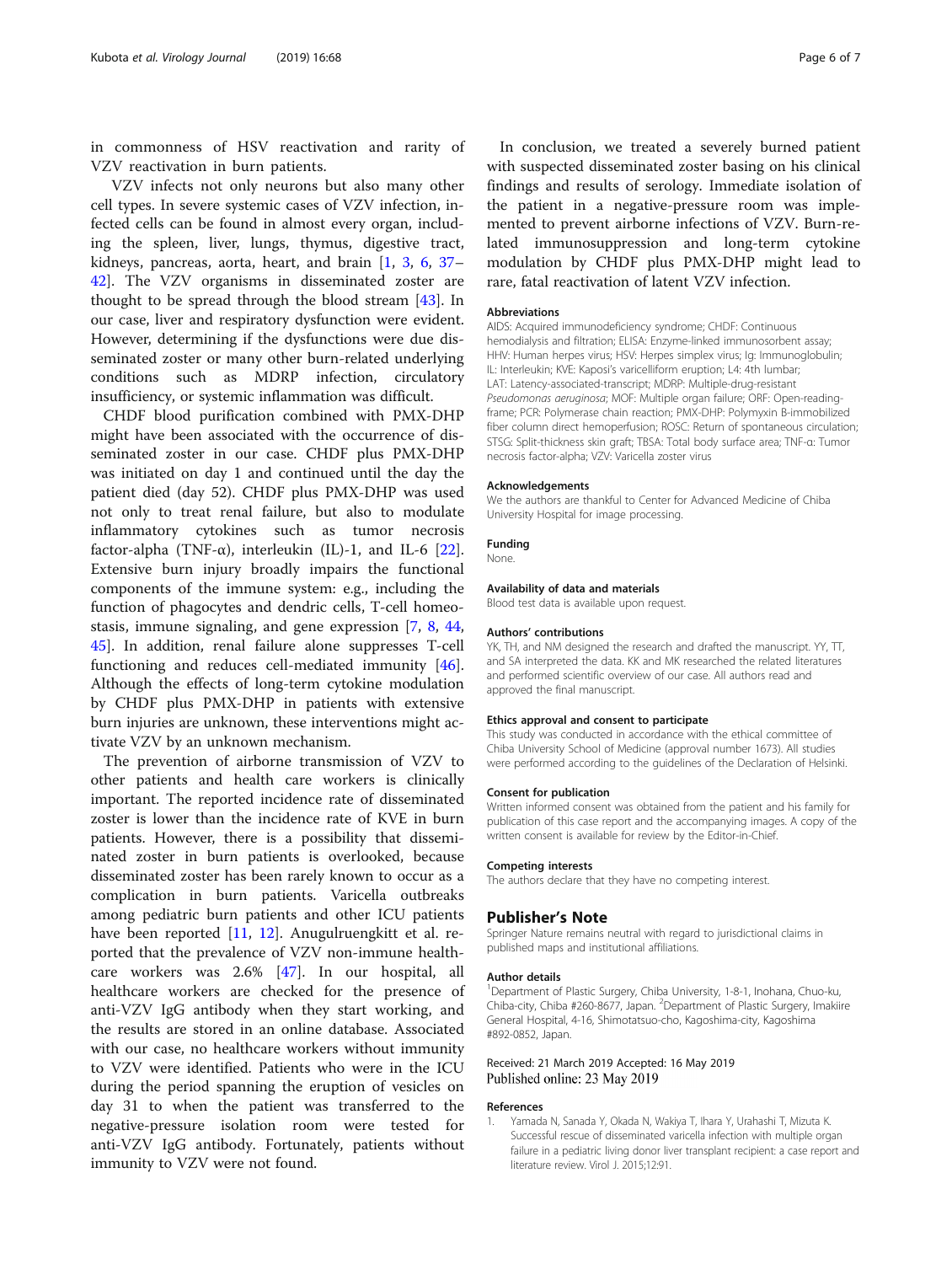in commonness of HSV reactivation and rarity of VZV reactivation in burn patients.

VZV infects not only neurons but also many other cell types. In severe systemic cases of VZV infection, infected cells can be found in almost every organ, including the spleen, liver, lungs, thymus, digestive tract, kidneys, pancreas, aorta, heart, and brain [1, 3, 6, 37–42]. The VZV organisms in disseminated zoster are thought to be spread through the blood stream [43]. In our case, liver and respiratory dysfunction were evident. However, determining if the dysfunctions were due disseminated zoster or many other burn-related underlying conditions such as MDRP infection, circulatory insufficiency, or systemic inflammation was difficult.

CHDF blood purification combined with PMX-DHP might have been associated with the occurrence of disseminated zoster in our case. CHDF plus PMX-DHP was initiated on day 1 and continued until the day the patient died (day 52). CHDF plus PMX-DHP was used not only to treat renal failure, but also to modulate inflammatory cytokines such as tumor necrosis factor-alpha (TNF-α), interleukin (IL)-1, and IL-6 [22]. Extensive burn injury broadly impairs the functional components of the immune system: e.g., including the function of phagocytes and dendritic cells, T-cell homeostasis, immune signaling, and gene expression [7, 8, 44, 45]. In addition, renal failure alone suppresses T-cell functioning and reduces cell-mediated immunity [46]. Although the effects of long-term cytokine modulation by CHDF plus PMX-DHP in patients with extensive burn injuries are unknown, these interventions might activate VZV by an unknown mechanism.

The prevention of airborne transmission of VZV to other patients and health care workers is clinically important. The reported incidence rate of disseminated zoster is lower than the incidence rate of KVE in burn patients. However, there is a possibility that disseminated zoster in burn patients is overlooked, because disseminated zoster has been rarely known to occur as a complication in burn patients. Varicella outbreaks among pediatric burn patients and other ICU patients have been reported [11, 12]. Anugulruengkitt et al. reported that the prevalence of VZV non-immune healthcare workers was 2.6% [47]. In our hospital, all healthcare workers are checked for the presence of anti-VZV IgG antibody when they start working, and the results are stored in an online database. Associated with our case, no healthcare workers without immunity to VZV were identified. Patients who were in the ICU during the period spanning the eruption of vesicles on day 31 to when the patient was transferred to the negative-pressure isolation room were tested for anti-VZV IgG antibody. Fortunately, patients without immunity to VZV were not found.

In conclusion, we treated a severely burned patient with suspected disseminated zoster basing on his clinical findings and results of serology. Immediate isolation of the patient in a negative-pressure room was implemented to prevent airborne infections of VZV. Burn-related immunosuppression and long-term cytokine modulation by CHDF plus PMX-DHP might lead to rare, fatal reactivation of latent VZV infection.

### Abbreviations

AIDS: Acquired immunodeficiency syndrome; CHDF: Continuous hemodialysis and filtration; ELISA: Enzyme-linked immunosorbent assay; HHV: Human herpes virus; HSV: Herpes simplex virus; Ig: Immunoglobulin; IL: Interleukin; KVE: Kaposi's varicelliform eruption; L4: 4th lumbar; LAT: Latency-associated-transcript; MDRP: Multiple-drug-resistant *Pseudomonas aeruginosa*; MOF: Multiple organ failure; ORF: Open-reading-frame; PCR: Polymerase chain reaction; PMX-DHP: Polymyxin B-immobilized fiber column direct hemoperfusion; ROSC: Return of spontaneous circulation; STSG: Split-thickness skin graft; TBSA: Total body surface area; TNF-α: Tumor necrosis factor-alpha; VZV: Varicella zoster virus

### Acknowledgements

We the authors are thankful to Center for Advanced Medicine of Chiba University Hospital for image processing.

### Funding

None.

### Availability of data and materials

Blood test data is available upon request.

### Authors' contributions

YK, TH, and NM designed the research and drafted the manuscript. YY, TT, and SA interpreted the data. KK and MK researched the related literatures and performed scientific overview of our case. All authors read and approved the final manuscript.

### Ethics approval and consent to participate

This study was conducted in accordance with the ethical committee of Chiba University School of Medicine (approval number 1673). All studies were performed according to the guidelines of the Declaration of Helsinki.

### Consent for publication

Written informed consent was obtained from the patient and his family for publication of this case report and the accompanying images. A copy of the written consent is available for review by the Editor-in-Chief.

### Competing interests

The authors declare that they have no competing interest.

## Publisher's Note

Springer Nature remains neutral with regard to jurisdictional claims in published maps and institutional affiliations.

### Author details

[1]Department of Plastic Surgery, Chiba University, 1-8-1, Inohana, Chuo-ku, Chiba-city, Chiba #260-8677, Japan. [2]Department of Plastic Surgery, Imakiire General Hospital, 4-16, Shimotatsuo-cho, Kagoshima-city, Kagoshima #892-0852, Japan.

Received: 21 March 2019 Accepted: 16 May 2019
Published online: 23 May 2019

### References

1. Yamada N, Sanada Y, Okada N, Wakiya T, Ihara Y, Urahashi T, Mizuta K. Successful rescue of disseminated varicella infection with multiple organ failure in a pediatric living donor liver transplant recipient: a case report and literature review. Virol J. 2015;12:91.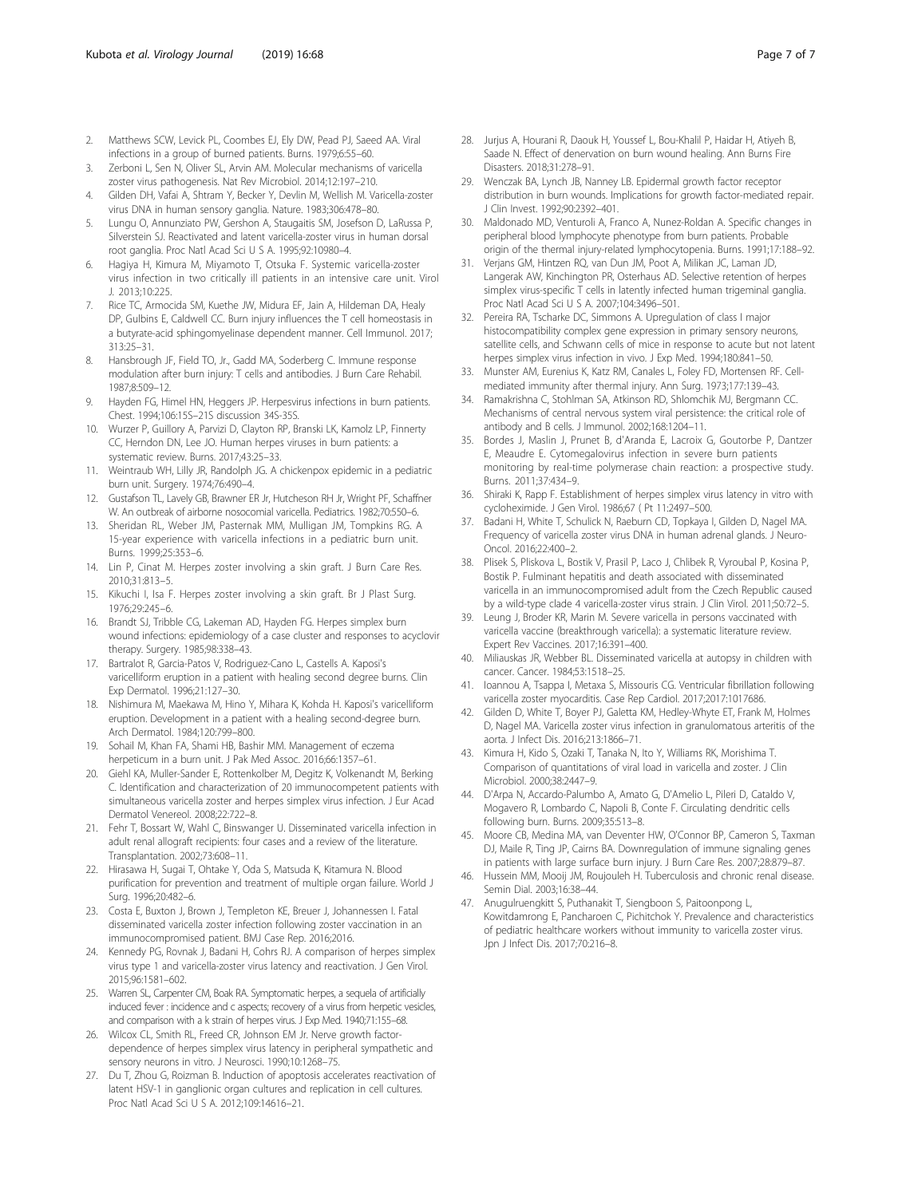2. Matthews SCW, Levick PL, Coombes EJ, Ely DW, Pead PJ, Saeed AA. Viral infections in a group of burned patients. Burns. 1979;6:55–60.
3. Zerboni L, Sen N, Oliver SL, Arvin AM. Molecular mechanisms of varicella zoster virus pathogenesis. Nat Rev Microbiol. 2014;12:197–210.
4. Gilden DH, Vafai A, Shtram Y, Becker Y, Devlin M, Wellish M. Varicella-zoster virus DNA in human sensory ganglia. Nature. 1983;306:478–80.
5. Lungu O, Annunziato PW, Gershon A, Staugaitis SM, Josefson D, LaRussa P, Silverstein SJ. Reactivated and latent varicella-zoster virus in human dorsal root ganglia. Proc Natl Acad Sci U S A. 1995;92:10980–4.
6. Hagiya H, Kimura M, Miyamoto T, Otsuka F. Systemic varicella-zoster virus infection in two critically ill patients in an intensive care unit. Virol J. 2013;10:225.
7. Rice TC, Armocida SM, Kuethe JW, Midura EF, Jain A, Hildeman DA, Healy DP, Gulbins E, Caldwell CC. Burn injury influences the T cell homeostasis in a butyrate-acid sphingomyelinase dependent manner. Cell Immunol. 2017;313:25–31.
8. Hansbrough JF, Field TO, Jr., Gadd MA, Soderberg C. Immune response modulation after burn injury: T cells and antibodies. J Burn Care Rehabil. 1987;8:509–12.
9. Hayden FG, Himel HN, Heggers JP. Herpesvirus infections in burn patients. Chest. 1994;106:15S–21S discussion 34S-35S.
10. Wurzer P, Guillory A, Parvizi D, Clayton RP, Branski LK, Kamolz LP, Finnerty CC, Herndon DN, Lee JO. Human herpes viruses in burn patients: a systematic review. Burns. 2017;43:25–33.
11. Weintraub WH, Lilly JR, Randolph JG. A chickenpox epidemic in a pediatric burn unit. Surgery. 1974;76:490–4.
12. Gustafson TL, Lavely GB, Brawner ER Jr, Hutcheson RH Jr, Wright PF, Schaffner W. An outbreak of airborne nosocomial varicella. Pediatrics. 1982;70:550–6.
13. Sheridan RL, Weber JM, Pasternak MM, Mulligan JM, Tompkins RG. A 15-year experience with varicella infections in a pediatric burn unit. Burns. 1999;25:353–6.
14. Lin P, Cinat M. Herpes zoster involving a skin graft. J Burn Care Res. 2010;31:813–5.
15. Kikuchi I, Isa F. Herpes zoster involving a skin graft. Br J Plast Surg. 1976;29:245–6.
16. Brandt SJ, Tribble CG, Lakeman AD, Hayden FG. Herpes simplex burn wound infections: epidemiology of a case cluster and responses to acyclovir therapy. Surgery. 1985;98:338–43.
17. Bartralot R, Garcia-Patos V, Rodriguez-Cano L, Castells A. Kaposi's varicelliform eruption in a patient with healing second degree burns. Clin Exp Dermatol. 1996;21:127–30.
18. Nishimura M, Maekawa M, Hino Y, Mihara K, Kohda H. Kaposi's varicelliform eruption. Development in a patient with a healing second-degree burn. Arch Dermatol. 1984;120:799–800.
19. Sohail M, Khan FA, Shami HB, Bashir MM. Management of eczema herpeticum in a burn unit. J Pak Med Assoc. 2016;66:1357–61.
20. Giehl KA, Muller-Sander E, Rottenkolber M, Degitz K, Volkenandt M, Berking C. Identification and characterization of 20 immunocompetent patients with simultaneous varicella zoster and herpes simplex virus infection. J Eur Acad Dermatol Venereol. 2008;22:722–8.
21. Fehr T, Bossart W, Wahl C, Binswanger U. Disseminated varicella infection in adult renal allograft recipients: four cases and a review of the literature. Transplantation. 2002;73:608–11.
22. Hirasawa H, Sugai T, Ohtake Y, Oda S, Matsuda K, Kitamura N. Blood purification for prevention and treatment of multiple organ failure. World J Surg. 1996;20:482–6.
23. Costa E, Buxton J, Brown J, Templeton KE, Breuer J, Johannessen I. Fatal disseminated varicella zoster infection following zoster vaccination in an immunocompromised patient. BMJ Case Rep. 2016;2016.
24. Kennedy PG, Rovnak J, Badani H, Cohrs RJ. A comparison of herpes simplex virus type 1 and varicella-zoster virus latency and reactivation. J Gen Virol. 2015;96:1581–602.
25. Warren SL, Carpenter CM, Boak RA. Symptomatic herpes, a sequela of artificially induced fever : incidence and c aspects; recovery of a virus from herpetic vesicles, and comparison with a k strain of herpes virus. J Exp Med. 1940;71:155–68.
26. Wilcox CL, Smith RL, Freed CR, Johnson EM Jr. Nerve growth factor-dependence of herpes simplex virus latency in peripheral sympathetic and sensory neurons in vitro. J Neurosci. 1990;10:1268–75.
27. Du T, Zhou G, Roizman B. Induction of apoptosis accelerates reactivation of latent HSV-1 in ganglionic organ cultures and replication in cell cultures. Proc Natl Acad Sci U S A. 2012;109:14616–21.
28. Jurjus A, Hourani R, Daouk H, Youssef L, Bou-Khalil P, Haidar H, Atiyeh B, Saade N. Effect of denervation on burn wound healing. Ann Burns Fire Disasters. 2018;31:278–91.
29. Wenczak BA, Lynch JB, Nanney LB. Epidermal growth factor receptor distribution in burn wounds. Implications for growth factor-mediated repair. J Clin Invest. 1992;90:2392–401.
30. Maldonado MD, Venturoli A, Franco A, Nunez-Roldan A. Specific changes in peripheral blood lymphocyte phenotype from burn patients. Probable origin of the thermal injury-related lymphocytopenia. Burns. 1991;17:188–92.
31. Verjans GM, Hintzen RQ, van Dun JM, Poot A, Milikan JC, Laman JD, Langerak AW, Kinchington PR, Osterhaus AD. Selective retention of herpes simplex virus-specific T cells in latently infected human trigeminal ganglia. Proc Natl Acad Sci U S A. 2007;104:3496–501.
32. Pereira RA, Tscharke DC, Simmons A. Upregulation of class I major histocompatibility complex gene expression in primary sensory neurons, satellite cells, and Schwann cells of mice in response to acute but not latent herpes simplex virus infection in vivo. J Exp Med. 1994;180:841–50.
33. Munster AM, Eurenius K, Katz RM, Canales L, Foley FD, Mortensen RF. Cell-mediated immunity after thermal injury. Ann Surg. 1973;177:139–43.
34. Ramakrishna C, Stohlman SA, Atkinson RD, Shlomchik MJ, Bergmann CC. Mechanisms of central nervous system viral persistence: the critical role of antibody and B cells. J Immunol. 2002;168:1204–11.
35. Bordes J, Maslin J, Prunet B, d'Aranda E, Lacroix G, Goutorbe P, Dantzer E, Meaudre E. Cytomegalovirus infection in severe burn patients monitoring by real-time polymerase chain reaction: a prospective study. Burns. 2011;37:434–9.
36. Shiraki K, Rapp F. Establishment of herpes simplex virus latency in vitro with cycloheximide. J Gen Virol. 1986;67 ( Pt 11:2497–500.
37. Badani H, White T, Schulick N, Raeburn CD, Topkaya I, Gilden D, Nagel MA. Frequency of varicella zoster virus DNA in human adrenal glands. J Neuro-Oncol. 2016;22:400–2.
38. Plisek S, Pliskova L, Bostik V, Prasil P, Laco J, Chlibek R, Vyroubal P, Kosina P, Bostik P. Fulminant hepatitis and death associated with disseminated varicella in an immunocompromised adult from the Czech Republic caused by a wild-type clade 4 varicella-zoster virus strain. J Clin Virol. 2011;50:72–5.
39. Leung J, Broder KR, Marin M. Severe varicella in persons vaccinated with varicella vaccine (breakthrough varicella): a systematic literature review. Expert Rev Vaccines. 2017;16:391–400.
40. Miliauskas JR, Webber BL. Disseminated varicella at autopsy in children with cancer. Cancer. 1984;53:1518–25.
41. Ioannou A, Tsappa I, Metaxa S, Missouris CG. Ventricular fibrillation following varicella zoster myocarditis. Case Rep Cardiol. 2017;2017:1017686.
42. Gilden D, White T, Boyer PJ, Galetta KM, Hedley-Whyte ET, Frank M, Holmes D, Nagel MA. Varicella zoster virus infection in granulomatous arteritis of the aorta. J Infect Dis. 2016;213:1866–71.
43. Kimura H, Kido S, Ozaki T, Tanaka N, Ito Y, Williams RK, Morishima T. Comparison of quantitations of viral load in varicella and zoster. J Clin Microbiol. 2000;38:2447–9.
44. D'Arpa N, Accardo-Palumbo A, Amato G, D'Amelio L, Pileri D, Cataldo V, Mogavero R, Lombardo C, Napoli B, Conte F. Circulating dendritic cells following burn. Burns. 2009;35:513–8.
45. Moore CB, Medina MA, van Deventer HW, O'Connor BP, Cameron S, Taxman DJ, Maile R, Ting JP, Cairns BA. Downregulation of immune signaling genes in patients with large surface burn injury. J Burn Care Res. 2007;28:879–87.
46. Hussein MM, Mooij JM, Roujouleh H. Tuberculosis and chronic renal disease. Semin Dial. 2003;16:38–44.
47. Anugulruengkitt S, Puthanakit T, Siengboon S, Paitoonpong L, Kowitdamrong E, Pancharoen C, Pichitchok Y. Prevalence and characteristics of pediatric healthcare workers without immunity to varicella zoster virus. Jpn J Infect Dis. 2017;70:216–8.